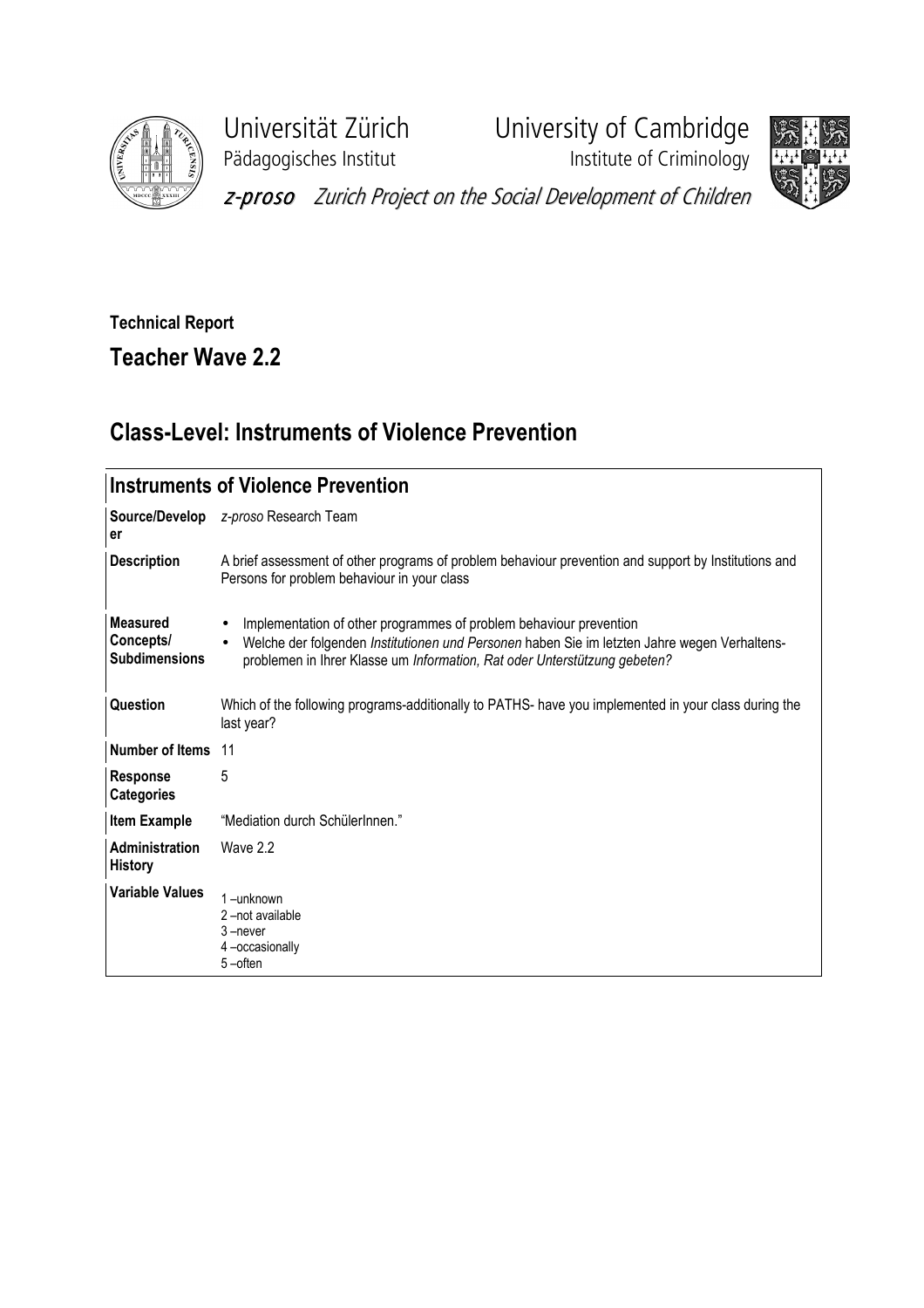Universität Zürich
Pädagogisches Institut

University of Cambridge
Institute of Criminology

*z-proso* Zurich Project on the Social Development of Children

**Technical Report**

## Teacher Wave 2.2

## Class-Level: Instruments of Violence Prevention

| **Instruments of Violence Prevention** | |
|---|---|
| **Source/Developer** | *z-proso* Research Team |
| **Description** | A brief assessment of other programs of problem behaviour prevention and support by Institutions and Persons for problem behaviour in your class |
| **Measured Concepts/ Subdimensions** | • Implementation of other programmes of problem behaviour prevention<br>• Welche der folgenden *Institutionen und Personen* haben Sie im letzten Jahre wegen Verhaltens-problemen in Ihrer Klasse um *Information, Rat oder Unterstützung gebeten?* |
| **Question** | Which of the following programs-additionally to PATHS- have you implemented in your class during the last year? |
| **Number of Items** | 11 |
| **Response Categories** | 5 |
| **Item Example** | “Mediation durch SchülerInnen.” |
| **Administration History** | Wave 2.2 |
| **Variable Values** | 1 –unknown<br>2 –not available<br>3 –never<br>4 –occasionally<br>5 –often |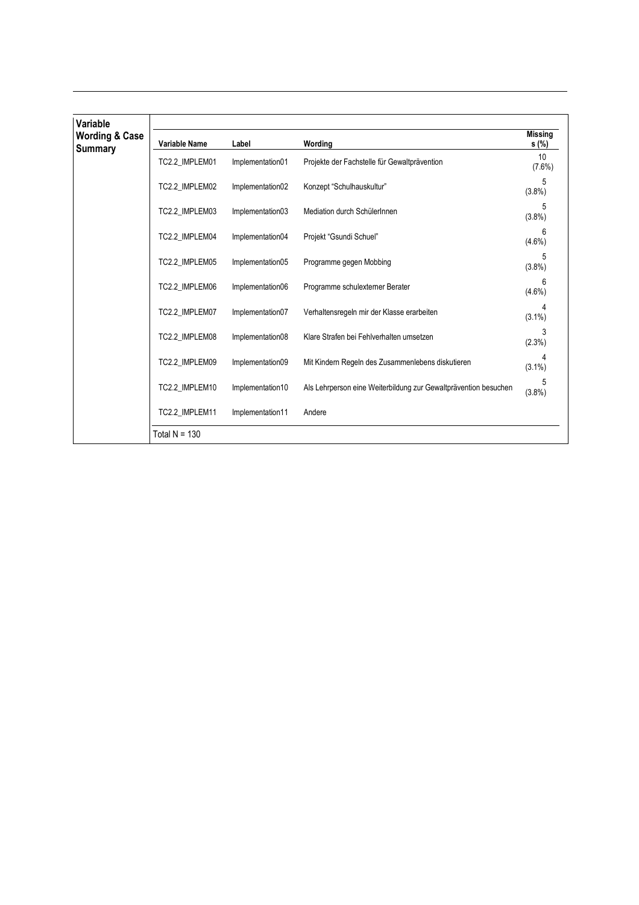**Variable Wording & Case Summary**

| Variable Name | Label | Wording | Missings (%) |
|---|---|---|---|
| TC2.2_IMPLEM01 | Implementation01 | Projekte der Fachstelle für Gewaltprävention | 10 (7.6%) |
| TC2.2_IMPLEM02 | Implementation02 | Konzept "Schulhauskultur" | 5 (3.8%) |
| TC2.2_IMPLEM03 | Implementation03 | Mediation durch SchülerInnen | 5 (3.8%) |
| TC2.2_IMPLEM04 | Implementation04 | Projekt "Gsundi Schuel" | 6 (4.6%) |
| TC2.2_IMPLEM05 | Implementation05 | Programme gegen Mobbing | 5 (3.8%) |
| TC2.2_IMPLEM06 | Implementation06 | Programme schulexterner Berater | 6 (4.6%) |
| TC2.2_IMPLEM07 | Implementation07 | Verhaltensregeln mir der Klasse erarbeiten | 4 (3.1%) |
| TC2.2_IMPLEM08 | Implementation08 | Klare Strafen bei Fehlverhalten umsetzen | 3 (2.3%) |
| TC2.2_IMPLEM09 | Implementation09 | Mit Kindern Regeln des Zusammenlebens diskutieren | 4 (3.1%) |
| TC2.2_IMPLEM10 | Implementation10 | Als Lehrperson eine Weiterbildung zur Gewaltprävention besuchen | 5 (3.8%) |
| TC2.2_IMPLEM11 | Implementation11 | Andere | |

Total N = 130